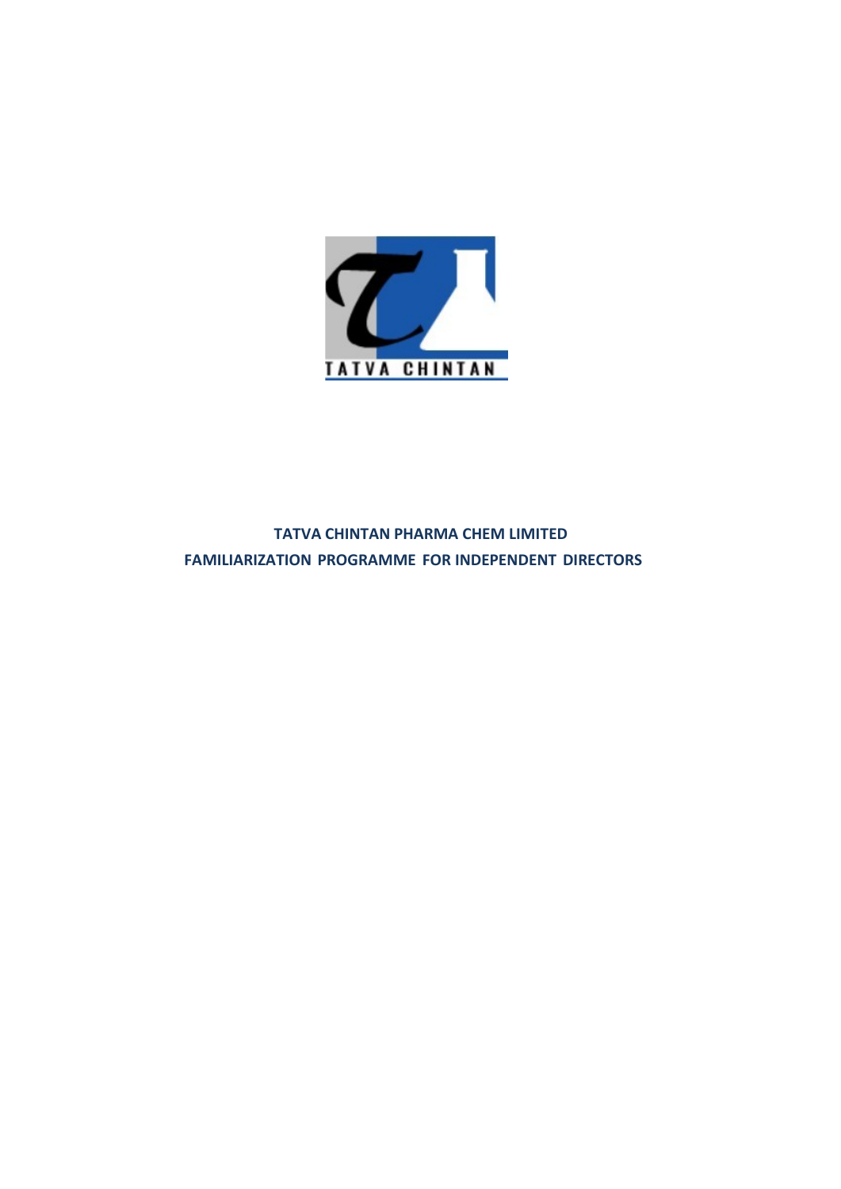# TATVA CHINTAN PHARMA CHEM LIMITED

## FAMILIARIZATION PROGRAMME FOR INDEPENDENT DIRECTORS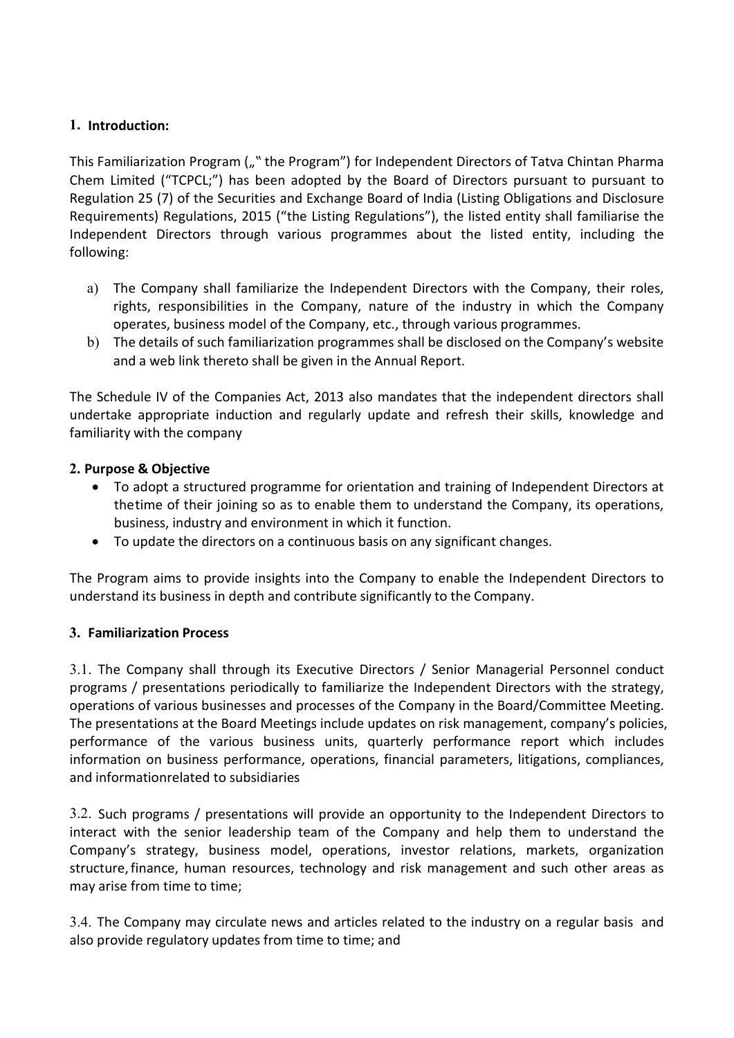## 1. Introduction:

This Familiarization Program („" the Program") for Independent Directors of Tatva Chintan Pharma Chem Limited ("TCPCL;") has been adopted by the Board of Directors pursuant to pursuant to Regulation 25 (7) of the Securities and Exchange Board of India (Listing Obligations and Disclosure Requirements) Regulations, 2015 ("the Listing Regulations"), the listed entity shall familiarise the Independent Directors through various programmes about the listed entity, including the following:

a) The Company shall familiarize the Independent Directors with the Company, their roles, rights, responsibilities in the Company, nature of the industry in which the Company operates, business model of the Company, etc., through various programmes.
b) The details of such familiarization programmes shall be disclosed on the Company's website and a web link thereto shall be given in the Annual Report.

The Schedule IV of the Companies Act, 2013 also mandates that the independent directors shall undertake appropriate induction and regularly update and refresh their skills, knowledge and familiarity with the company

## 2. Purpose & Objective

- To adopt a structured programme for orientation and training of Independent Directors at thetime of their joining so as to enable them to understand the Company, its operations, business, industry and environment in which it function.
- To update the directors on a continuous basis on any significant changes.

The Program aims to provide insights into the Company to enable the Independent Directors to understand its business in depth and contribute significantly to the Company.

## 3. Familiarization Process

3.1. The Company shall through its Executive Directors / Senior Managerial Personnel conduct programs / presentations periodically to familiarize the Independent Directors with the strategy, operations of various businesses and processes of the Company in the Board/Committee Meeting. The presentations at the Board Meetings include updates on risk management, company's policies, performance of the various business units, quarterly performance report which includes information on business performance, operations, financial parameters, litigations, compliances, and informationrelated to subsidiaries

3.2. Such programs / presentations will provide an opportunity to the Independent Directors to interact with the senior leadership team of the Company and help them to understand the Company's strategy, business model, operations, investor relations, markets, organization structure, finance, human resources, technology and risk management and such other areas as may arise from time to time;

3.4. The Company may circulate news and articles related to the industry on a regular basis and also provide regulatory updates from time to time; and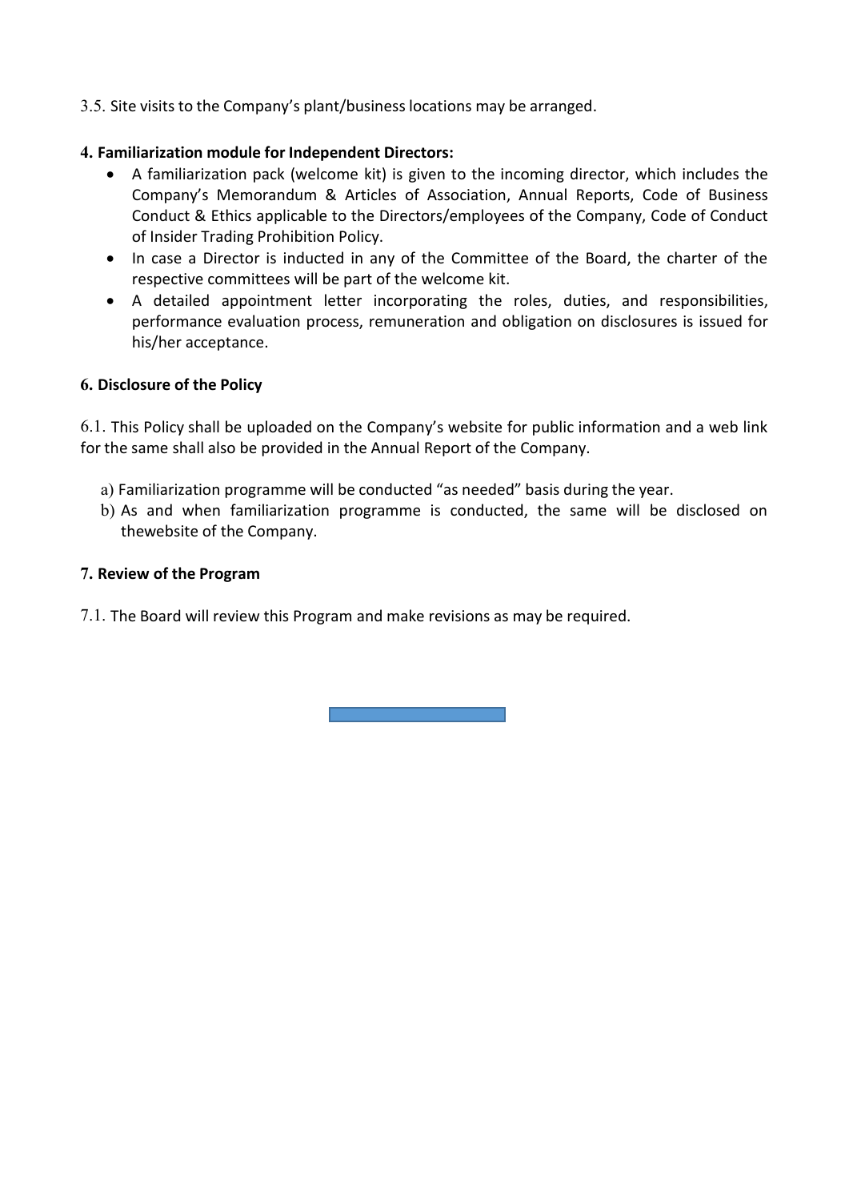3.5. Site visits to the Company's plant/business locations may be arranged.

**4. Familiarization module for Independent Directors:**

- A familiarization pack (welcome kit) is given to the incoming director, which includes the Company's Memorandum & Articles of Association, Annual Reports, Code of Business Conduct & Ethics applicable to the Directors/employees of the Company, Code of Conduct of Insider Trading Prohibition Policy.
- In case a Director is inducted in any of the Committee of the Board, the charter of the respective committees will be part of the welcome kit.
- A detailed appointment letter incorporating the roles, duties, and responsibilities, performance evaluation process, remuneration and obligation on disclosures is issued for his/her acceptance.

**6. Disclosure of the Policy**

6.1. This Policy shall be uploaded on the Company's website for public information and a web link for the same shall also be provided in the Annual Report of the Company.

a) Familiarization programme will be conducted "as needed" basis during the year.
b) As and when familiarization programme is conducted, the same will be disclosed on thewebsite of the Company.

**7. Review of the Program**

7.1. The Board will review this Program and make revisions as may be required.